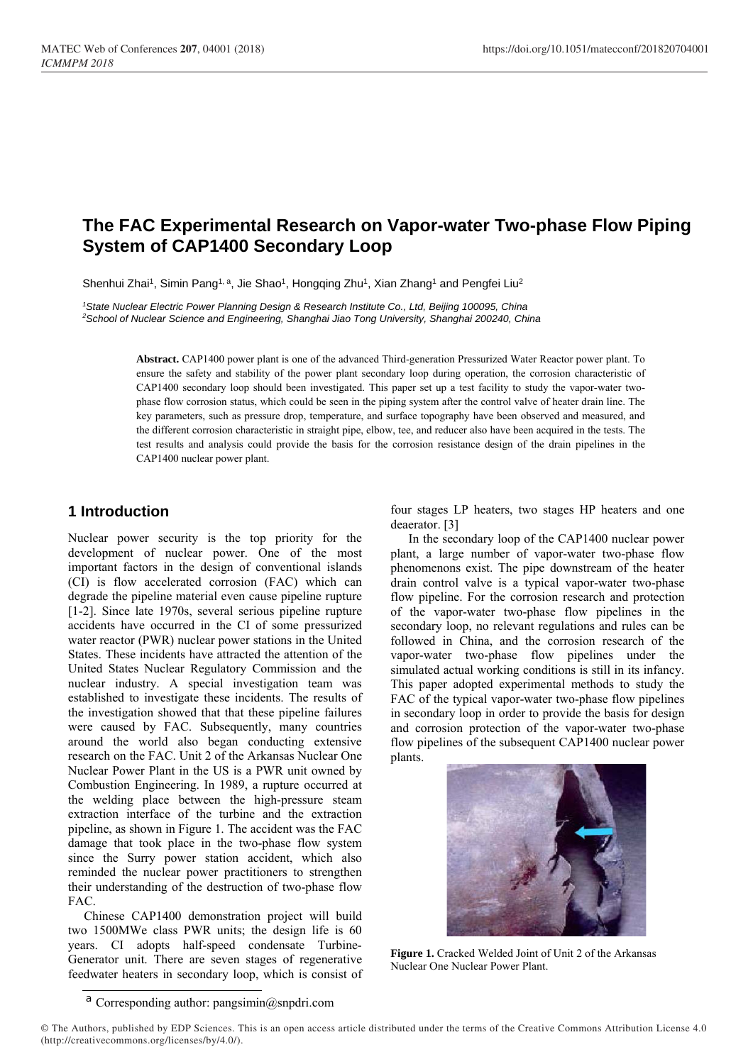# The FAC Experimental Research on Vapor-water Two-phase Flow Piping System of CAP1400 Secondary Loop

Shenhui Zhai[1], Simin Pang[1, a], Jie Shao[1], Hongqing Zhu[1], Xian Zhang[1] and Pengfei Liu[2]

[1]*State Nuclear Electric Power Planning Design & Research Institute Co., Ltd, Beijing 100095, China*
[2]*School of Nuclear Science and Engineering, Shanghai Jiao Tong University, Shanghai 200240, China*

**Abstract.** CAP1400 power plant is one of the advanced Third-generation Pressurized Water Reactor power plant. To ensure the safety and stability of the power plant secondary loop during operation, the corrosion characteristic of CAP1400 secondary loop should been investigated. This paper set up a test facility to study the vapor-water two-phase flow corrosion status, which could be seen in the piping system after the control valve of heater drain line. The key parameters, such as pressure drop, temperature, and surface topography have been observed and measured, and the different corrosion characteristic in straight pipe, elbow, tee, and reducer also have been acquired in the tests. The test results and analysis could provide the basis for the corrosion resistance design of the drain pipelines in the CAP1400 nuclear power plant.

## 1 Introduction

Nuclear power security is the top priority for the development of nuclear power. One of the most important factors in the design of conventional islands (CI) is flow accelerated corrosion (FAC) which can degrade the pipeline material even cause pipeline rupture [1-2]. Since late 1970s, several serious pipeline rupture accidents have occurred in the CI of some pressurized water reactor (PWR) nuclear power stations in the United States. These incidents have attracted the attention of the United States Nuclear Regulatory Commission and the nuclear industry. A special investigation team was established to investigate these incidents. The results of the investigation showed that that these pipeline failures were caused by FAC. Subsequently, many countries around the world also began conducting extensive research on the FAC. Unit 2 of the Arkansas Nuclear One Nuclear Power Plant in the US is a PWR unit owned by Combustion Engineering. In 1989, a rupture occurred at the welding place between the high-pressure steam extraction interface of the turbine and the extraction pipeline, as shown in Figure 1. The accident was the FAC damage that took place in the two-phase flow system since the Surry power station accident, which also reminded the nuclear power practitioners to strengthen their understanding of the destruction of two-phase flow FAC.

Chinese CAP1400 demonstration project will build two 1500MWe class PWR units; the design life is 60 years. CI adopts half-speed condensate Turbine-Generator unit. There are seven stages of regenerative feedwater heaters in secondary loop, which is consist of four stages LP heaters, two stages HP heaters and one deaerator. [3]

In the secondary loop of the CAP1400 nuclear power plant, a large number of vapor-water two-phase flow phenomenons exist. The pipe downstream of the heater drain control valve is a typical vapor-water two-phase flow pipeline. For the corrosion research and protection of the vapor-water two-phase flow pipelines in the secondary loop, no relevant regulations and rules can be followed in China, and the corrosion research of the vapor-water two-phase flow pipelines under the simulated actual working conditions is still in its infancy. This paper adopted experimental methods to study the FAC of the typical vapor-water two-phase flow pipelines in secondary loop in order to provide the basis for design and corrosion protection of the vapor-water two-phase flow pipelines of the subsequent CAP1400 nuclear power plants.

**Figure 1.** Cracked Welded Joint of Unit 2 of the Arkansas Nuclear One Nuclear Power Plant.

[a] Corresponding author: pangsimin@snpdri.com

© The Authors, published by EDP Sciences. This is an open access article distributed under the terms of the Creative Commons Attribution License 4.0 (http://creativecommons.org/licenses/by/4.0/).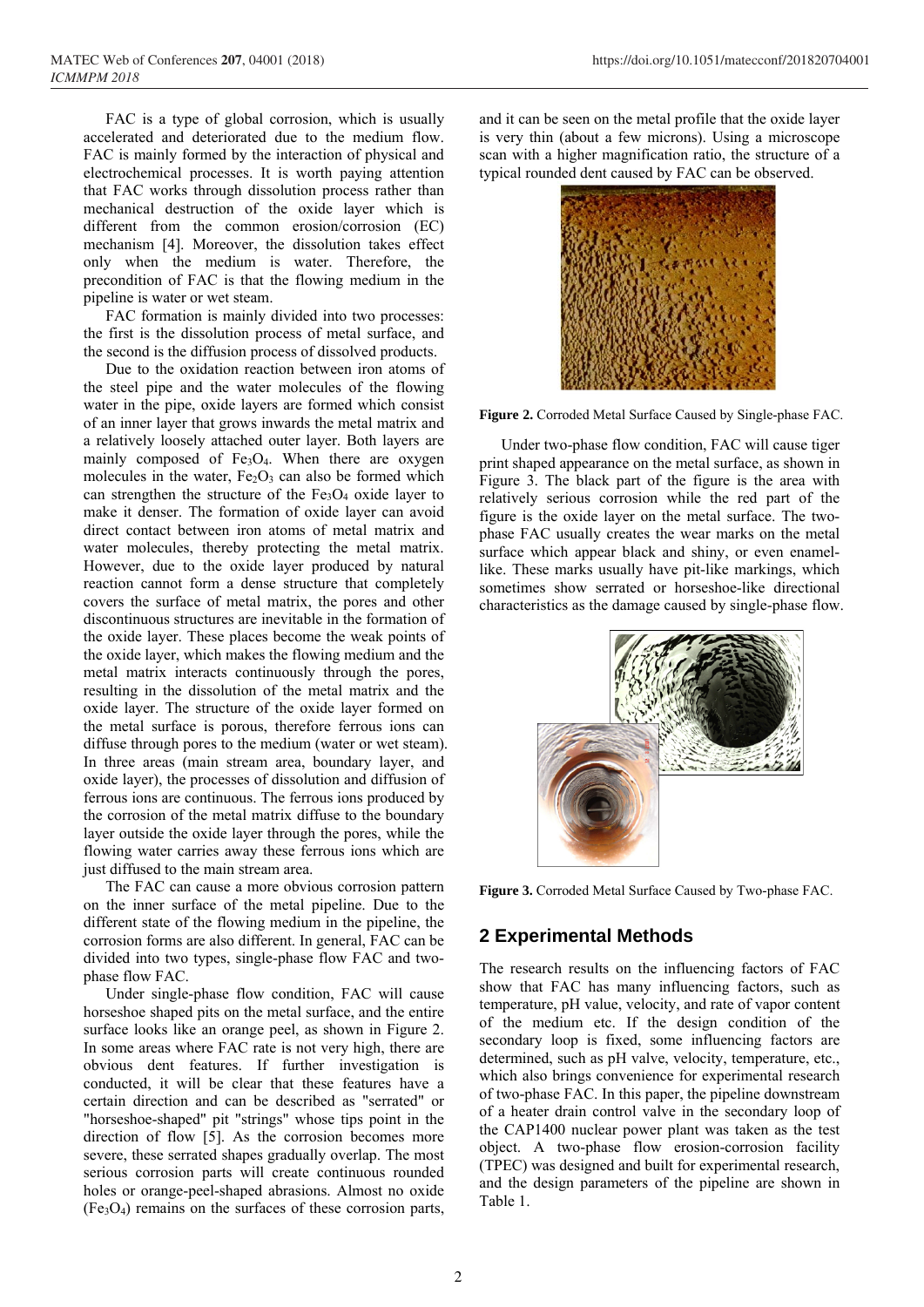FAC is a type of global corrosion, which is usually accelerated and deteriorated due to the medium flow. FAC is mainly formed by the interaction of physical and electrochemical processes. It is worth paying attention that FAC works through dissolution process rather than mechanical destruction of the oxide layer which is different from the common erosion/corrosion (EC) mechanism [4]. Moreover, the dissolution takes effect only when the medium is water. Therefore, the precondition of FAC is that the flowing medium in the pipeline is water or wet steam.

FAC formation is mainly divided into two processes: the first is the dissolution process of metal surface, and the second is the diffusion process of dissolved products.

Due to the oxidation reaction between iron atoms of the steel pipe and the water molecules of the flowing water in the pipe, oxide layers are formed which consist of an inner layer that grows inwards the metal matrix and a relatively loosely attached outer layer. Both layers are mainly composed of $Fe_3O_4$. When there are oxygen molecules in the water, $Fe_2O_3$ can also be formed which can strengthen the structure of the $Fe_3O_4$ oxide layer to make it denser. The formation of oxide layer can avoid direct contact between iron atoms of metal matrix and water molecules, thereby protecting the metal matrix. However, due to the oxide layer produced by natural reaction cannot form a dense structure that completely covers the surface of metal matrix, the pores and other discontinuous structures are inevitable in the formation of the oxide layer. These places become the weak points of the oxide layer, which makes the flowing medium and the metal matrix interacts continuously through the pores, resulting in the dissolution of the metal matrix and the oxide layer. The structure of the oxide layer formed on the metal surface is porous, therefore ferrous ions can diffuse through pores to the medium (water or wet steam). In three areas (main stream area, boundary layer, and oxide layer), the processes of dissolution and diffusion of ferrous ions are continuous. The ferrous ions produced by the corrosion of the metal matrix diffuse to the boundary layer outside the oxide layer through the pores, while the flowing water carries away these ferrous ions which are just diffused to the main stream area.

The FAC can cause a more obvious corrosion pattern on the inner surface of the metal pipeline. Due to the different state of the flowing medium in the pipeline, the corrosion forms are also different. In general, FAC can be divided into two types, single-phase flow FAC and two-phase flow FAC.

Under single-phase flow condition, FAC will cause horseshoe shaped pits on the metal surface, and the entire surface looks like an orange peel, as shown in Figure 2. In some areas where FAC rate is not very high, there are obvious dent features. If further investigation is conducted, it will be clear that these features have a certain direction and can be described as "serrated" or "horseshoe-shaped" pit "strings" whose tips point in the direction of flow [5]. As the corrosion becomes more severe, these serrated shapes gradually overlap. The most serious corrosion parts will create continuous rounded holes or orange-peel-shaped abrasions. Almost no oxide ($Fe_3O_4$) remains on the surfaces of these corrosion parts, and it can be seen on the metal profile that the oxide layer is very thin (about a few microns). Using a microscope scan with a higher magnification ratio, the structure of a typical rounded dent caused by FAC can be observed.

**Figure 2.** Corroded Metal Surface Caused by Single-phase FAC.

Under two-phase flow condition, FAC will cause tiger print shaped appearance on the metal surface, as shown in Figure 3. The black part of the figure is the area with relatively serious corrosion while the red part of the figure is the oxide layer on the metal surface. The two-phase FAC usually creates the wear marks on the metal surface which appear black and shiny, or even enamel-like. These marks usually have pit-like markings, which sometimes show serrated or horseshoe-like directional characteristics as the damage caused by single-phase flow.

**Figure 3.** Corroded Metal Surface Caused by Two-phase FAC.

## 2 Experimental Methods

The research results on the influencing factors of FAC show that FAC has many influencing factors, such as temperature, pH value, velocity, and rate of vapor content of the medium etc. If the design condition of the secondary loop is fixed, some influencing factors are determined, such as pH valve, velocity, temperature, etc., which also brings convenience for experimental research of two-phase FAC. In this paper, the pipeline downstream of a heater drain control valve in the secondary loop of the CAP1400 nuclear power plant was taken as the test object. A two-phase flow erosion-corrosion facility (TPEC) was designed and built for experimental research, and the design parameters of the pipeline are shown in Table 1.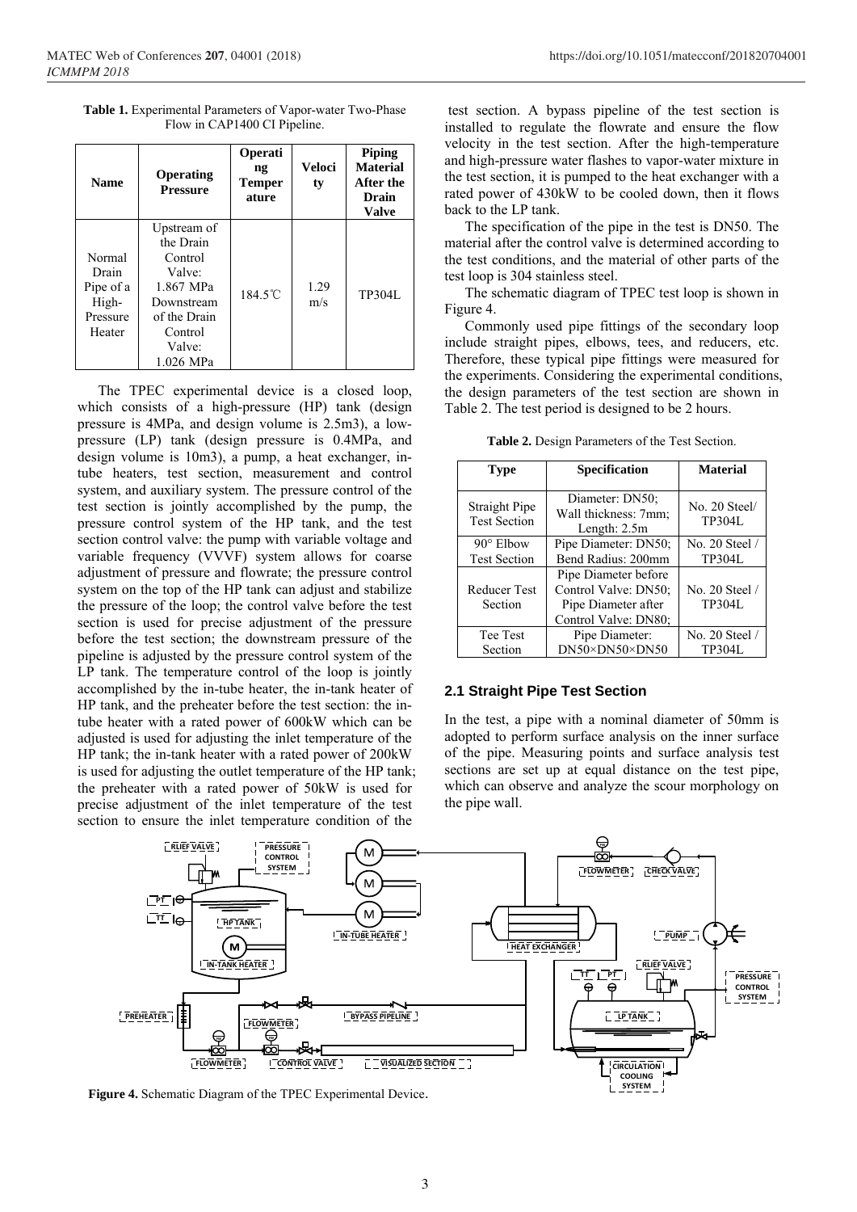**Table 1.** Experimental Parameters of Vapor-water Two-Phase Flow in CAP1400 CI Pipeline.

| Name | Operating Pressure | Operating Temperature | Velocity | Piping Material After the Drain Valve |
|---|---|---|---|---|
| Normal Drain Pipe of a High-Pressure Heater | Upstream of the Drain Control Valve: 1.867 MPa Downstream of the Drain Control Valve: 1.026 MPa | 184.5℃ | 1.29 m/s | TP304L |

The TPEC experimental device is a closed loop, which consists of a high-pressure (HP) tank (design pressure is 4MPa, and design volume is 2.5m3), a low-pressure (LP) tank (design pressure is 0.4MPa, and design volume is 10m3), a heat exchanger, in-tube heaters, test section, measurement and control system, and auxiliary system. The pressure control of the test section is jointly accomplished by the pump, the pressure control system of the HP tank, and the test section control valve: the pump with variable voltage and variable frequency (VVVF) system allows for coarse adjustment of pressure and flowrate; the pressure control system on the top of the HP tank can adjust and stabilize the pressure of the loop; the control valve before the test section is used for precise adjustment of the pressure before the test section; the downstream pressure of the pipeline is adjusted by the pressure control system of the LP tank. The temperature control of the loop is jointly accomplished by the in-tube heater, the in-tank heater of HP tank, and the preheater before the test section: the in-tube heater with a rated power of 600kW which can be adjusted is used for adjusting the inlet temperature of the HP tank; the in-tank heater with a rated power of 200kW is used for adjusting the outlet temperature of the HP tank; the preheater with a rated power of 50kW is used for precise adjustment of the inlet temperature of the test section to ensure the inlet temperature condition of the test section. A bypass pipeline of the test section is installed to regulate the flowrate and ensure the flow velocity in the test section. After the high-temperature and high-pressure water flashes to vapor-water mixture in the test section, it is pumped to the heat exchanger with a rated power of 430kW to be cooled down, then it flows back to the LP tank.

The specification of the pipe in the test is DN50. The material after the control valve is determined according to the test conditions, and the material of other parts of the test loop is 304 stainless steel.

The schematic diagram of TPEC test loop is shown in Figure 4.

Commonly used pipe fittings of the secondary loop include straight pipes, elbows, tees, and reducers, etc. Therefore, these typical pipe fittings were measured for the experiments. Considering the experimental conditions, the design parameters of the test section are shown in Table 2. The test period is designed to be 2 hours.

**Table 2.** Design Parameters of the Test Section.

| Type | Specification | Material |
|---|---|---|
| Straight Pipe Test Section | Diameter: DN50; Wall thickness: 7mm; Length: 2.5m | No. 20 Steel/ TP304L |
| 90° Elbow Test Section | Pipe Diameter: DN50; Bend Radius: 200mm | No. 20 Steel / TP304L |
| Reducer Test Section | Pipe Diameter before Control Valve: DN50; Pipe Diameter after Control Valve: DN80; | No. 20 Steel / TP304L |
| Tee Test Section | Pipe Diameter: DN50×DN50×DN50 | No. 20 Steel / TP304L |

### 2.1 Straight Pipe Test Section

In the test, a pipe with a nominal diameter of 50mm is adopted to perform surface analysis on the inner surface of the pipe. Measuring points and surface analysis test sections are set up at equal distance on the test pipe, which can observe and analyze the scour morphology on the pipe wall.

**Figure 4.** Schematic Diagram of the TPEC Experimental Device.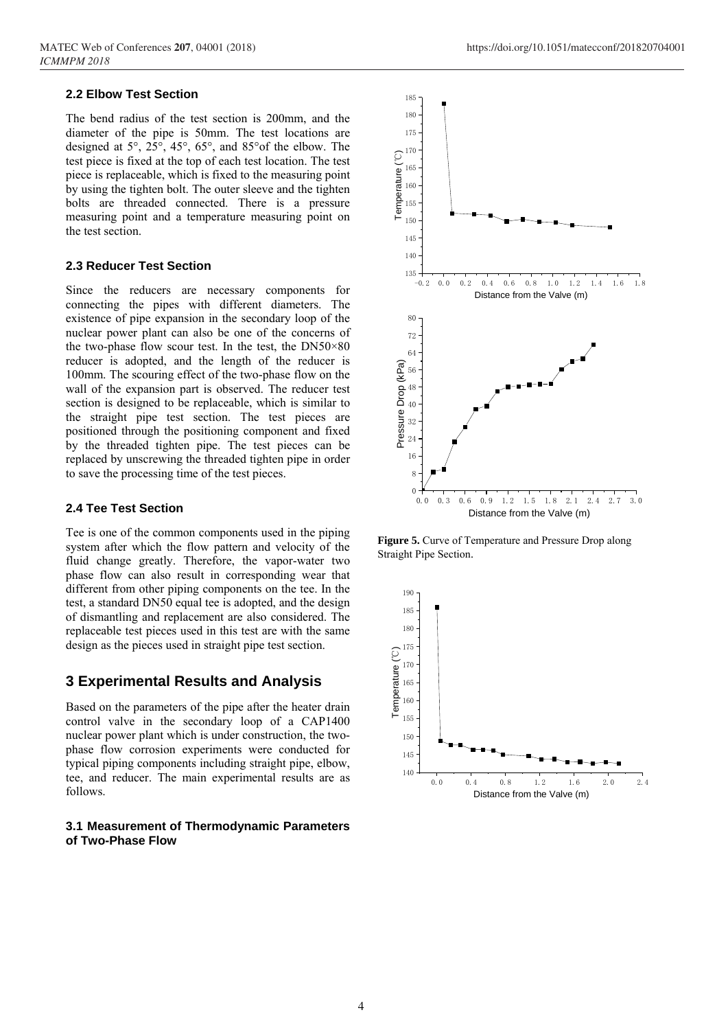### 2.2 Elbow Test Section

The bend radius of the test section is 200mm, and the diameter of the pipe is 50mm. The test locations are designed at 5°, 25°, 45°, 65°, and 85°of the elbow. The test piece is fixed at the top of each test location. The test piece is replaceable, which is fixed to the measuring point by using the tighten bolt. The outer sleeve and the tighten bolts are threaded connected. There is a pressure measuring point and a temperature measuring point on the test section.

### 2.3 Reducer Test Section

Since the reducers are necessary components for connecting the pipes with different diameters. The existence of pipe expansion in the secondary loop of the nuclear power plant can also be one of the concerns of the two-phase flow scour test. In the test, the DN50×80 reducer is adopted, and the length of the reducer is 100mm. The scouring effect of the two-phase flow on the wall of the expansion part is observed. The reducer test section is designed to be replaceable, which is similar to the straight pipe test section. The test pieces are positioned through the positioning component and fixed by the threaded tighten pipe. The test pieces can be replaced by unscrewing the threaded tighten pipe in order to save the processing time of the test pieces.

### 2.4 Tee Test Section

Tee is one of the common components used in the piping system after which the flow pattern and velocity of the fluid change greatly. Therefore, the vapor-water two phase flow can also result in corresponding wear that different from other piping components on the tee. In the test, a standard DN50 equal tee is adopted, and the design of dismantling and replacement are also considered. The replaceable test pieces used in this test are with the same design as the pieces used in straight pipe test section.

## 3 Experimental Results and Analysis

Based on the parameters of the pipe after the heater drain control valve in the secondary loop of a CAP1400 nuclear power plant which is under construction, the two-phase flow corrosion experiments were conducted for typical piping components including straight pipe, elbow, tee, and reducer. The main experimental results are as follows.

### 3.1 Measurement of Thermodynamic Parameters of Two-Phase Flow

**Figure 5.** Curve of Temperature and Pressure Drop along Straight Pipe Section.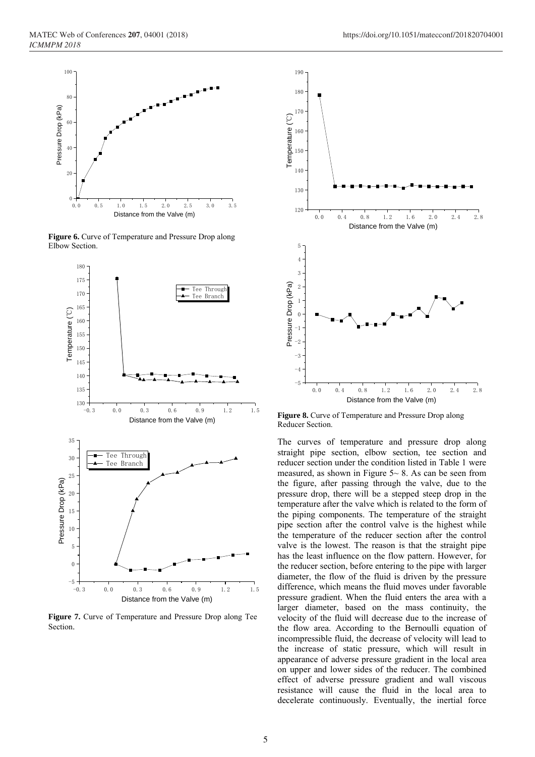**Figure 6.** Curve of Temperature and Pressure Drop along Elbow Section.

**Figure 7.** Curve of Temperature and Pressure Drop along Tee Section.

**Figure 8.** Curve of Temperature and Pressure Drop along Reducer Section.

The curves of temperature and pressure drop along straight pipe section, elbow section, tee section and reducer section under the condition listed in Table 1 were measured, as shown in Figure 5~ 8. As can be seen from the figure, after passing through the valve, due to the pressure drop, there will be a stepped steep drop in the temperature after the valve which is related to the form of the piping components. The temperature of the straight pipe section after the control valve is the highest while the temperature of the reducer section after the control valve is the lowest. The reason is that the straight pipe has the least influence on the flow pattern. However, for the reducer section, before entering to the pipe with larger diameter, the flow of the fluid is driven by the pressure difference, which means the fluid moves under favorable pressure gradient. When the fluid enters the area with a larger diameter, based on the mass continuity, the velocity of the fluid will decrease due to the increase of the flow area. According to the Bernoulli equation of incompressible fluid, the decrease of velocity will lead to the increase of static pressure, which will result in appearance of adverse pressure gradient in the local area on upper and lower sides of the reducer. The combined effect of adverse pressure gradient and wall viscous resistance will cause the fluid in the local area to decelerate continuously. Eventually, the inertial force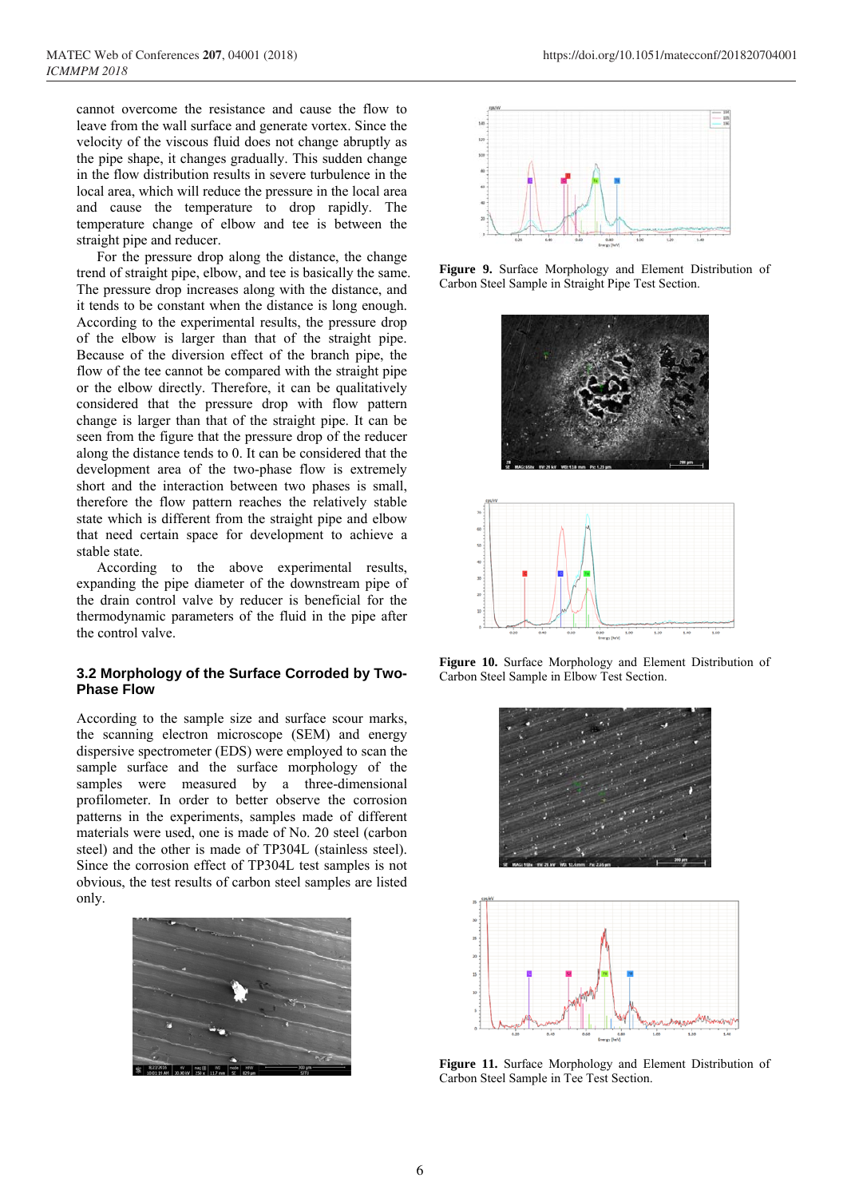cannot overcome the resistance and cause the flow to leave from the wall surface and generate vortex. Since the velocity of the viscous fluid does not change abruptly as the pipe shape, it changes gradually. This sudden change in the flow distribution results in severe turbulence in the local area, which will reduce the pressure in the local area and cause the temperature to drop rapidly. The temperature change of elbow and tee is between the straight pipe and reducer.

For the pressure drop along the distance, the change trend of straight pipe, elbow, and tee is basically the same. The pressure drop increases along with the distance, and it tends to be constant when the distance is long enough. According to the experimental results, the pressure drop of the elbow is larger than that of the straight pipe. Because of the diversion effect of the branch pipe, the flow of the tee cannot be compared with the straight pipe or the elbow directly. Therefore, it can be qualitatively considered that the pressure drop with flow pattern change is larger than that of the straight pipe. It can be seen from the figure that the pressure drop of the reducer along the distance tends to 0. It can be considered that the development area of the two-phase flow is extremely short and the interaction between two phases is small, therefore the flow pattern reaches the relatively stable state which is different from the straight pipe and elbow that need certain space for development to achieve a stable state.

According to the above experimental results, expanding the pipe diameter of the downstream pipe of the drain control valve by reducer is beneficial for the thermodynamic parameters of the fluid in the pipe after the control valve.

### 3.2 Morphology of the Surface Corroded by Two-Phase Flow

According to the sample size and surface scour marks, the scanning electron microscope (SEM) and energy dispersive spectrometer (EDS) were employed to scan the sample surface and the surface morphology of the samples were measured by a three-dimensional profilometer. In order to better observe the corrosion patterns in the experiments, samples made of different materials were used, one is made of No. 20 steel (carbon steel) and the other is made of TP304L (stainless steel). Since the corrosion effect of TP304L test samples is not obvious, the test results of carbon steel samples are listed only.

**Figure 9.** Surface Morphology and Element Distribution of Carbon Steel Sample in Straight Pipe Test Section.

**Figure 10.** Surface Morphology and Element Distribution of Carbon Steel Sample in Elbow Test Section.

**Figure 11.** Surface Morphology and Element Distribution of Carbon Steel Sample in Tee Test Section.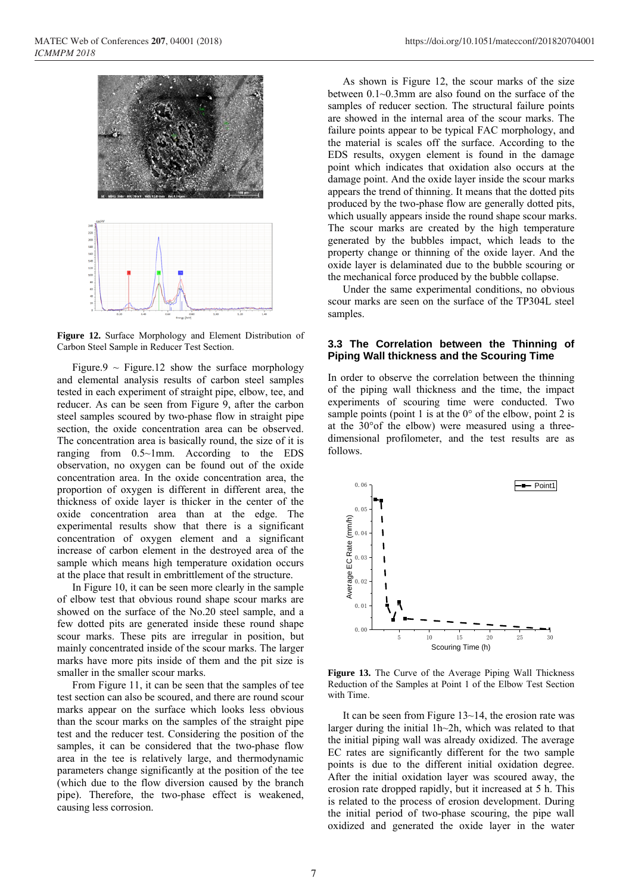Figure 12. Surface Morphology and Element Distribution of Carbon Steel Sample in Reducer Test Section.

Figure.9 ~ Figure.12 show the surface morphology and elemental analysis results of carbon steel samples tested in each experiment of straight pipe, elbow, tee, and reducer. As can be seen from Figure 9, after the carbon steel samples scoured by two-phase flow in straight pipe section, the oxide concentration area can be observed. The concentration area is basically round, the size of it is ranging from 0.5~1mm. According to the EDS observation, no oxygen can be found out of the oxide concentration area. In the oxide concentration area, the proportion of oxygen is different in different area, the thickness of oxide layer is thicker in the center of the oxide concentration area than at the edge. The experimental results show that there is a significant concentration of oxygen element and a significant increase of carbon element in the destroyed area of the sample which means high temperature oxidation occurs at the place that result in embrittlement of the structure.

In Figure 10, it can be seen more clearly in the sample of elbow test that obvious round shape scour marks are showed on the surface of the No.20 steel sample, and a few dotted pits are generated inside these round shape scour marks. These pits are irregular in position, but mainly concentrated inside of the scour marks. The larger marks have more pits inside of them and the pit size is smaller in the smaller scour marks.

From Figure 11, it can be seen that the samples of tee test section can also be scoured, and there are round scour marks appear on the surface which looks less obvious than the scour marks on the samples of the straight pipe test and the reducer test. Considering the position of the samples, it can be considered that the two-phase flow area in the tee is relatively large, and thermodynamic parameters change significantly at the position of the tee (which due to the flow diversion caused by the branch pipe). Therefore, the two-phase effect is weakened, causing less corrosion.

As shown is Figure 12, the scour marks of the size between 0.1~0.3mm are also found on the surface of the samples of reducer section. The structural failure points are showed in the internal area of the scour marks. The failure points appear to be typical FAC morphology, and the material is scales off the surface. According to the EDS results, oxygen element is found in the damage point which indicates that oxidation also occurs at the damage point. And the oxide layer inside the scour marks appears the trend of thinning. It means that the dotted pits produced by the two-phase flow are generally dotted pits, which usually appears inside the round shape scour marks. The scour marks are created by the high temperature generated by the bubbles impact, which leads to the property change or thinning of the oxide layer. And the oxide layer is delaminated due to the bubble scouring or the mechanical force produced by the bubble collapse.

Under the same experimental conditions, no obvious scour marks are seen on the surface of the TP304L steel samples.

### 3.3 The Correlation between the Thinning of Piping Wall thickness and the Scouring Time

In order to observe the correlation between the thinning of the piping wall thickness and the time, the impact experiments of scouring time were conducted. Two sample points (point 1 is at the 0° of the elbow, point 2 is at the 30°of the elbow) were measured using a three-dimensional profilometer, and the test results are as follows.

Point1
Average EC Rate (mm/h)
0.00
0.01
0.02
0.03
0.04
0.05
0.06
5
10
15
20
25
30
Scouring Time (h)

Figure 13. The Curve of the Average Piping Wall Thickness Reduction of the Samples at Point 1 of the Elbow Test Section with Time.

It can be seen from Figure 13~14, the erosion rate was larger during the initial 1h~2h, which was related to that the initial piping wall was already oxidized. The average EC rates are significantly different for the two sample points is due to the different initial oxidation degree. After the initial oxidation layer was scoured away, the erosion rate dropped rapidly, but it increased at 5 h. This is related to the process of erosion development. During the initial period of two-phase scouring, the pipe wall oxidized and generated the oxide layer in the water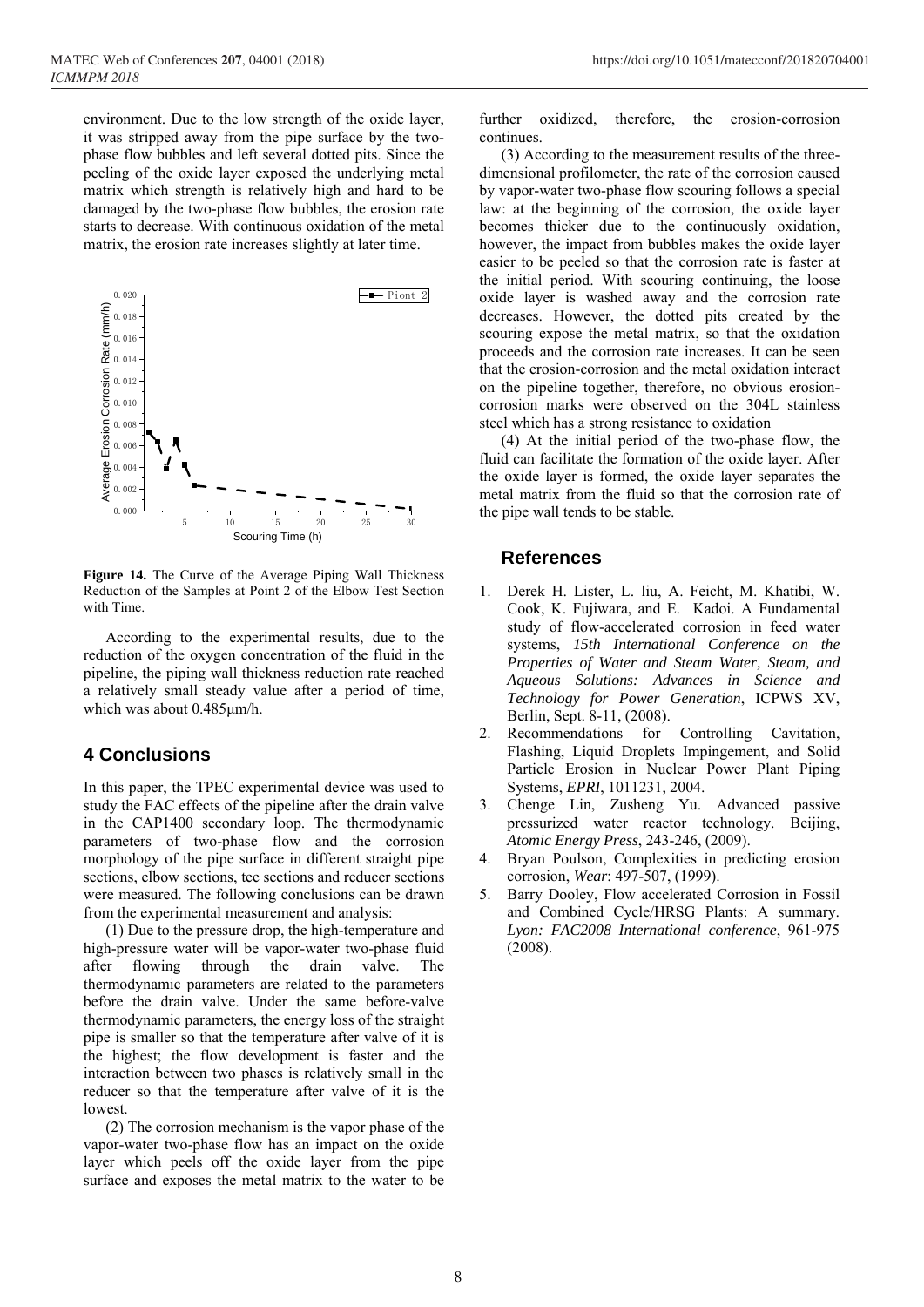environment. Due to the low strength of the oxide layer, it was stripped away from the pipe surface by the two-phase flow bubbles and left several dotted pits. Since the peeling of the oxide layer exposed the underlying metal matrix which strength is relatively high and hard to be damaged by the two-phase flow bubbles, the erosion rate starts to decrease. With continuous oxidation of the metal matrix, the erosion rate increases slightly at later time.

Piont 2

Average Erosion Corrosion Rate (mm/h)

0.020
0.018
0.016
0.014
0.012
0.010
0.008
0.006
0.004
0.002
0.000

5 10 15 20 25 30

Scouring Time (h)

**Figure 14.** The Curve of the Average Piping Wall Thickness Reduction of the Samples at Point 2 of the Elbow Test Section with Time.

According to the experimental results, due to the reduction of the oxygen concentration of the fluid in the pipeline, the piping wall thickness reduction rate reached a relatively small steady value after a period of time, which was about 0.485μm/h.

## 4 Conclusions

In this paper, the TPEC experimental device was used to study the FAC effects of the pipeline after the drain valve in the CAP1400 secondary loop. The thermodynamic parameters of two-phase flow and the corrosion morphology of the pipe surface in different straight pipe sections, elbow sections, tee sections and reducer sections were measured. The following conclusions can be drawn from the experimental measurement and analysis:

(1) Due to the pressure drop, the high-temperature and high-pressure water will be vapor-water two-phase fluid after flowing through the drain valve. The thermodynamic parameters are related to the parameters before the drain valve. Under the same before-valve thermodynamic parameters, the energy loss of the straight pipe is smaller so that the temperature after valve of it is the highest; the flow development is faster and the interaction between two phases is relatively small in the reducer so that the temperature after valve of it is the lowest.

(2) The corrosion mechanism is the vapor phase of the vapor-water two-phase flow has an impact on the oxide layer which peels off the oxide layer from the pipe surface and exposes the metal matrix to the water to be further oxidized, therefore, the erosion-corrosion continues.

(3) According to the measurement results of the three-dimensional profilometer, the rate of the corrosion caused by vapor-water two-phase flow scouring follows a special law: at the beginning of the corrosion, the oxide layer becomes thicker due to the continuously oxidation, however, the impact from bubbles makes the oxide layer easier to be peeled so that the corrosion rate is faster at the initial period. With scouring continuing, the loose oxide layer is washed away and the corrosion rate decreases. However, the dotted pits created by the scouring expose the metal matrix, so that the oxidation proceeds and the corrosion rate increases. It can be seen that the erosion-corrosion and the metal oxidation interact on the pipeline together, therefore, no obvious erosion-corrosion marks were observed on the 304L stainless steel which has a strong resistance to oxidation

(4) At the initial period of the two-phase flow, the fluid can facilitate the formation of the oxide layer. After the oxide layer is formed, the oxide layer separates the metal matrix from the fluid so that the corrosion rate of the pipe wall tends to be stable.

## References

1. Derek H. Lister, L. liu, A. Feicht, M. Khatibi, W. Cook, K. Fujiwara, and E. Kadoi. A Fundamental study of flow-accelerated corrosion in feed water systems, *15th International Conference on the Properties of Water and Steam Water, Steam, and Aqueous Solutions: Advances in Science and Technology for Power Generation*, ICPWS XV, Berlin, Sept. 8-11, (2008).
2. Recommendations for Controlling Cavitation, Flashing, Liquid Droplets Impingement, and Solid Particle Erosion in Nuclear Power Plant Piping Systems, *EPRI*, 1011231, 2004.
3. Chenge Lin, Zusheng Yu. Advanced passive pressurized water reactor technology. Beijing, *Atomic Energy Press*, 243-246, (2009).
4. Bryan Poulson, Complexities in predicting erosion corrosion, *Wear*: 497-507, (1999).
5. Barry Dooley, Flow accelerated Corrosion in Fossil and Combined Cycle/HRSG Plants: A summary. *Lyon: FAC2008 International conference*, 961-975 (2008).